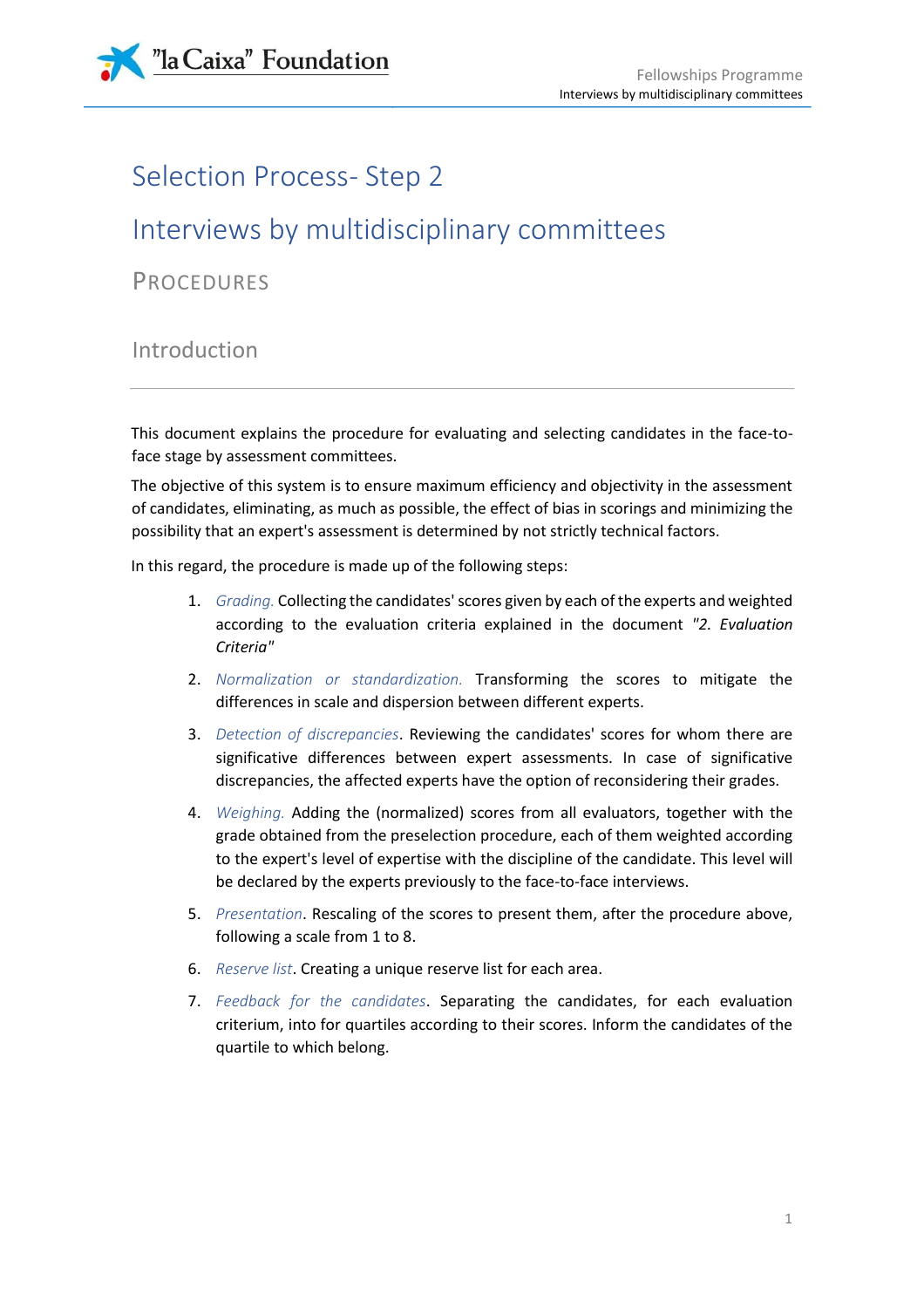# Selection Process- Step 2

# Interviews by multidisciplinary committees

## PROCEDURES

### Introduction

---

This document explains the procedure for evaluating and selecting candidates in the face-to-face stage by assessment committees.

The objective of this system is to ensure maximum efficiency and objectivity in the assessment of candidates, eliminating, as much as possible, the effect of bias in scorings and minimizing the possibility that an expert's assessment is determined by not strictly technical factors.

In this regard, the procedure is made up of the following steps:

1. *Grading.* Collecting the candidates' scores given by each of the experts and weighted according to the evaluation criteria explained in the document *"2. Evaluation Criteria"*
2. *Normalization or standardization.* Transforming the scores to mitigate the differences in scale and dispersion between different experts.
3. *Detection of discrepancies*. Reviewing the candidates' scores for whom there are significative differences between expert assessments. In case of significative discrepancies, the affected experts have the option of reconsidering their grades.
4. *Weighing.* Adding the (normalized) scores from all evaluators, together with the grade obtained from the preselection procedure, each of them weighted according to the expert's level of expertise with the discipline of the candidate. This level will be declared by the experts previously to the face-to-face interviews.
5. *Presentation*. Rescaling of the scores to present them, after the procedure above, following a scale from 1 to 8.
6. *Reserve list*. Creating a unique reserve list for each area.
7. *Feedback for the candidates*. Separating the candidates, for each evaluation criterium, into for quartiles according to their scores. Inform the candidates of the quartile to which belong.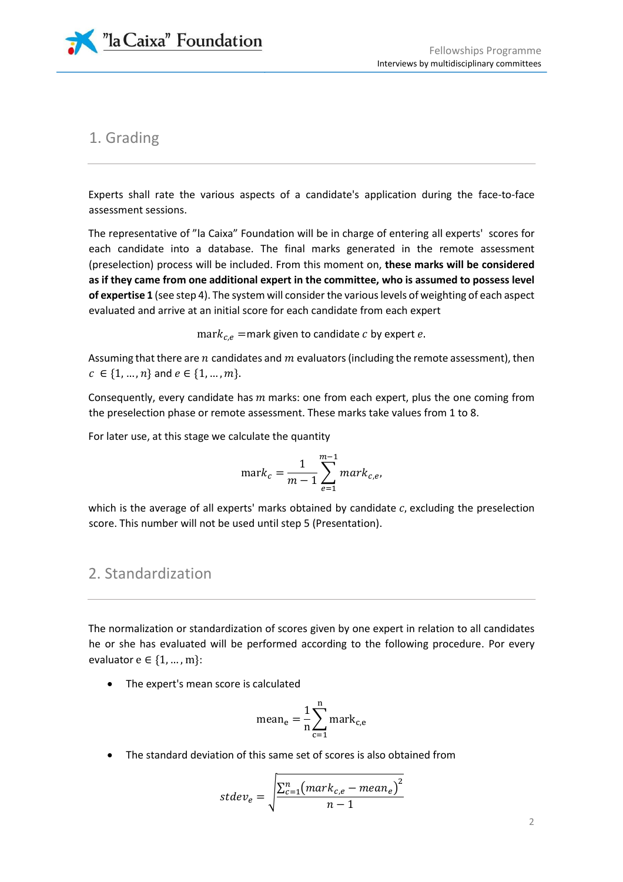## 1. Grading

Experts shall rate the various aspects of a candidate's application during the face-to-face assessment sessions.

The representative of "la Caixa" Foundation will be in charge of entering all experts' scores for each candidate into a database. The final marks generated in the remote assessment (preselection) process will be included. From this moment on, **these marks will be considered as if they came from one additional expert in the committee, who is assumed to possess level of expertise 1** (see step 4). The system will consider the various levels of weighting of each aspect evaluated and arrive at an initial score for each candidate from each expert

$$\text{mark}_{c,e} = \text{mark given to candidate } c \text{ by expert } e.$$

Assuming that there are $n$ candidates and $m$ evaluators (including the remote assessment), then $c \in \{1, \ldots, n\}$ and $e \in \{1, \ldots, m\}$.

Consequently, every candidate has $m$ marks: one from each expert, plus the one coming from the preselection phase or remote assessment. These marks take values from 1 to 8.

For later use, at this stage we calculate the quantity

$$\text{mark}_c = \frac{1}{m-1} \sum_{e=1}^{m-1} mark_{c,e},$$

which is the average of all experts' marks obtained by candidate $c$, excluding the preselection score. This number will not be used until step 5 (Presentation).

## 2. Standardization

The normalization or standardization of scores given by one expert in relation to all candidates he or she has evaluated will be performed according to the following procedure. Por every evaluator $e \in \{1, \ldots, m\}$:

- The expert's mean score is calculated

$$\text{mean}_e = \frac{1}{n} \sum_{c=1}^{n} \text{mark}_{c,e}$$

- The standard deviation of this same set of scores is also obtained from

$$stdev_e = \sqrt{\frac{\sum_{c=1}^{n} \left(mark_{c,e} - mean_e\right)^2}{n-1}}$$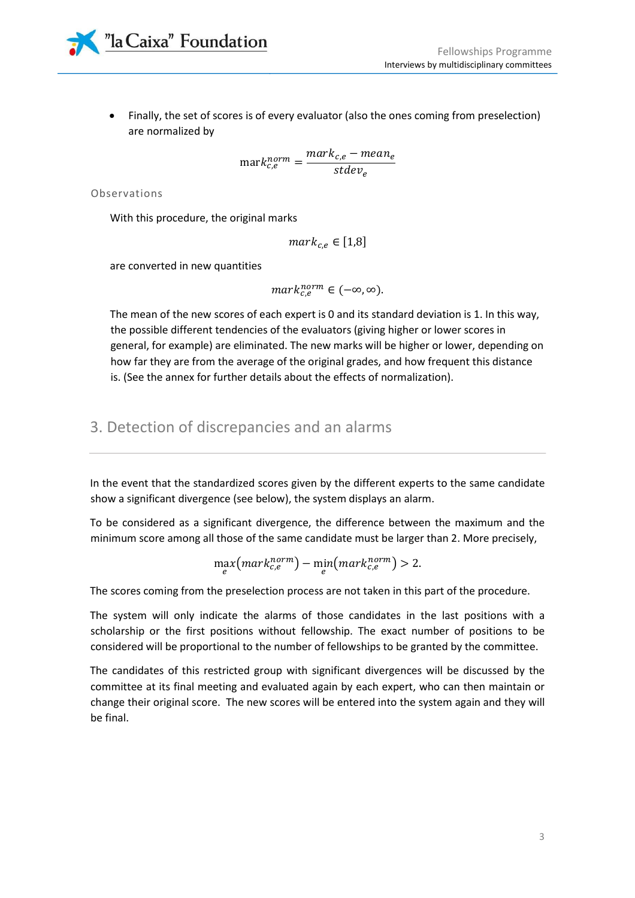- Finally, the set of scores is of every evaluator (also the ones coming from preselection) are normalized by

$$\mathrm{mark}_{c,e}^{norm} = \frac{mark_{c,e} - mean_e}{stdev_e}$$

Observations

With this procedure, the original marks

$$mark_{c,e} \in [1,8]$$

are converted in new quantities

$$mark_{c,e}^{norm} \in (-\infty, \infty).$$

The mean of the new scores of each expert is 0 and its standard deviation is 1. In this way, the possible different tendencies of the evaluators (giving higher or lower scores in general, for example) are eliminated. The new marks will be higher or lower, depending on how far they are from the average of the original grades, and how frequent this distance is. (See the annex for further details about the effects of normalization).

## 3. Detection of discrepancies and an alarms

In the event that the standardized scores given by the different experts to the same candidate show a significant divergence (see below), the system displays an alarm.

To be considered as a significant divergence, the difference between the maximum and the minimum score among all those of the same candidate must be larger than 2. More precisely,

$$\max_e\left(mark_{c,e}^{norm}\right) - \min_e\left(mark_{c,e}^{norm}\right) > 2.$$

The scores coming from the preselection process are not taken in this part of the procedure.

The system will only indicate the alarms of those candidates in the last positions with a scholarship or the first positions without fellowship. The exact number of positions to be considered will be proportional to the number of fellowships to be granted by the committee.

The candidates of this restricted group with significant divergences will be discussed by the committee at its final meeting and evaluated again by each expert, who can then maintain or change their original score. The new scores will be entered into the system again and they will be final.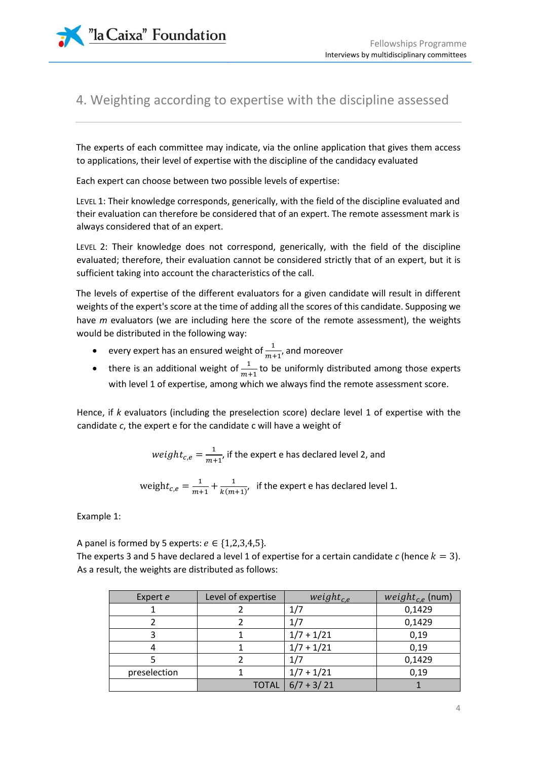## 4. Weighting according to expertise with the discipline assessed

The experts of each committee may indicate, via the online application that gives them access to applications, their level of expertise with the discipline of the candidacy evaluated

Each expert can choose between two possible levels of expertise:

LEVEL 1: Their knowledge corresponds, generically, with the field of the discipline evaluated and their evaluation can therefore be considered that of an expert. The remote assessment mark is always considered that of an expert.

LEVEL 2: Their knowledge does not correspond, generically, with the field of the discipline evaluated; therefore, their evaluation cannot be considered strictly that of an expert, but it is sufficient taking into account the characteristics of the call.

The levels of expertise of the different evaluators for a given candidate will result in different weights of the expert's score at the time of adding all the scores of this candidate. Supposing we have *m* evaluators (we are including here the score of the remote assessment), the weights would be distributed in the following way:

- every expert has an ensured weight of $\frac{1}{m+1}$, and moreover
- there is an additional weight of $\frac{1}{m+1}$ to be uniformly distributed among those experts with level 1 of expertise, among which we always find the remote assessment score.

Hence, if *k* evaluators (including the preselection score) declare level 1 of expertise with the candidate *c*, the expert e for the candidate c will have a weight of

$$weight_{c,e} = \frac{1}{m+1}, \text{ if the expert e has declared level 2, and}$$

$$\text{weight}_{c,e} = \frac{1}{m+1} + \frac{1}{k(m+1)}, \text{ if the expert e has declared level 1.}$$

Example 1:

A panel is formed by 5 experts: $e \in \{1,2,3,4,5\}$.
The experts 3 and 5 have declared a level 1 of expertise for a certain candidate *c* (hence $k = 3$). As a result, the weights are distributed as follows:

| Expert *e* | Level of expertise | $weight_{c,e}$ | $weight_{c,e}$ (num) |
|---|---|---|---|
| 1 | 2 | 1/7 | 0,1429 |
| 2 | 2 | 1/7 | 0,1429 |
| 3 | 1 | 1/7 + 1/21 | 0,19 |
| 4 | 1 | 1/7 + 1/21 | 0,19 |
| 5 | 2 | 1/7 | 0,1429 |
| preselection | 1 | 1/7 + 1/21 | 0,19 |
| | TOTAL | 6/7 + 3/ 21 | 1 |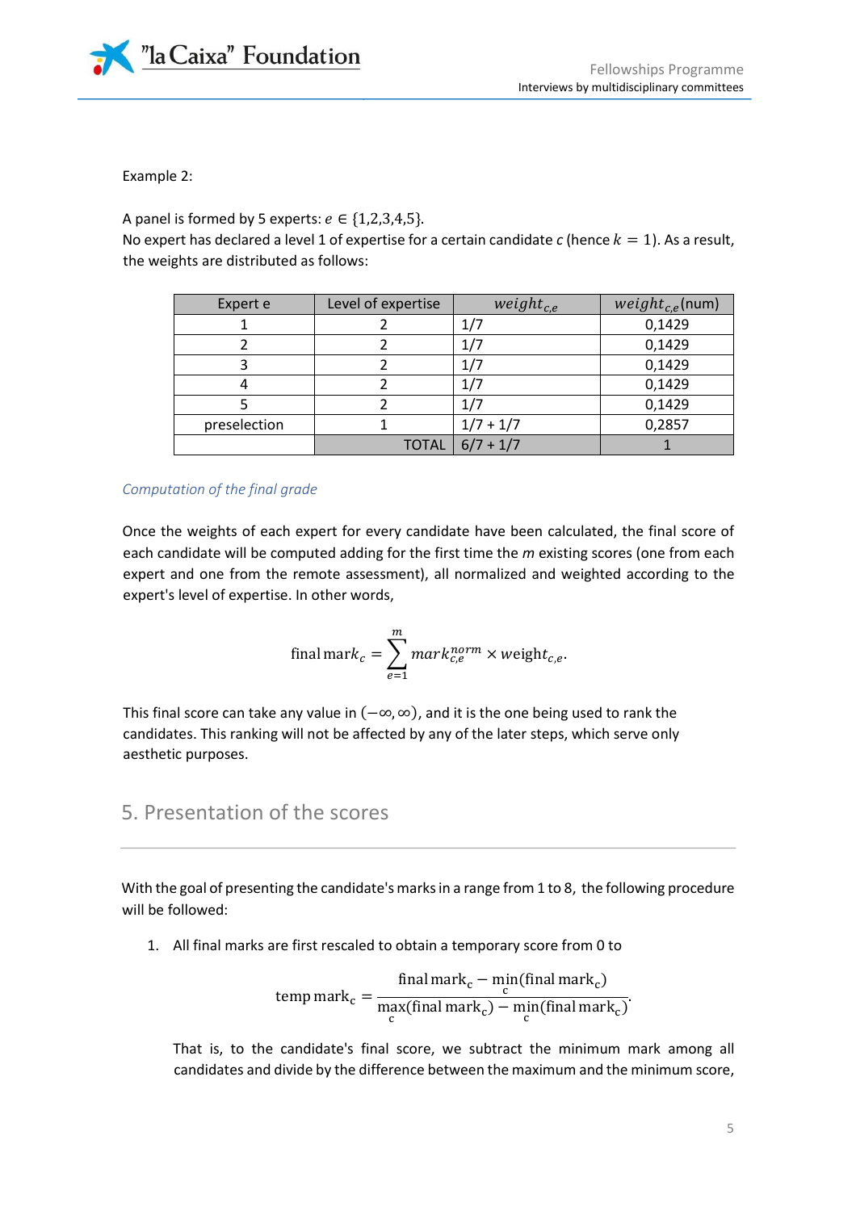Example 2:

A panel is formed by 5 experts: $e \in \{1,2,3,4,5\}$.
No expert has declared a level 1 of expertise for a certain candidate *c* (hence $k = 1$). As a result, the weights are distributed as follows:

| Expert e | Level of expertise | $weight_{c,e}$ | $weight_{c,e}$(num) |
|---|---|---|---|
| 1 | 2 | 1/7 | 0,1429 |
| 2 | 2 | 1/7 | 0,1429 |
| 3 | 2 | 1/7 | 0,1429 |
| 4 | 2 | 1/7 | 0,1429 |
| 5 | 2 | 1/7 | 0,1429 |
| preselection | 1 | 1/7 + 1/7 | 0,2857 |
| | TOTAL | 6/7 + 1/7 | 1 |

*Computation of the final grade*

Once the weights of each expert for every candidate have been calculated, the final score of each candidate will be computed adding for the first time the *m* existing scores (one from each expert and one from the remote assessment), all normalized and weighted according to the expert's level of expertise. In other words,

$$\text{final mark}_c = \sum_{e=1}^{m} mark_{c,e}^{norm} \times \text{weight}_{c,e}.$$

This final score can take any value in $(-\infty, \infty)$, and it is the one being used to rank the candidates. This ranking will not be affected by any of the later steps, which serve only aesthetic purposes.

## 5. Presentation of the scores

With the goal of presenting the candidate's marks in a range from 1 to 8, the following procedure will be followed:

1. All final marks are first rescaled to obtain a temporary score from 0 to

$$\text{temp mark}_c = \frac{\text{final mark}_c - \min_c(\text{final mark}_c)}{\max_c(\text{final mark}_c) - \min_c(\text{final mark}_c)}.$$

   That is, to the candidate's final score, we subtract the minimum mark among all candidates and divide by the difference between the maximum and the minimum score,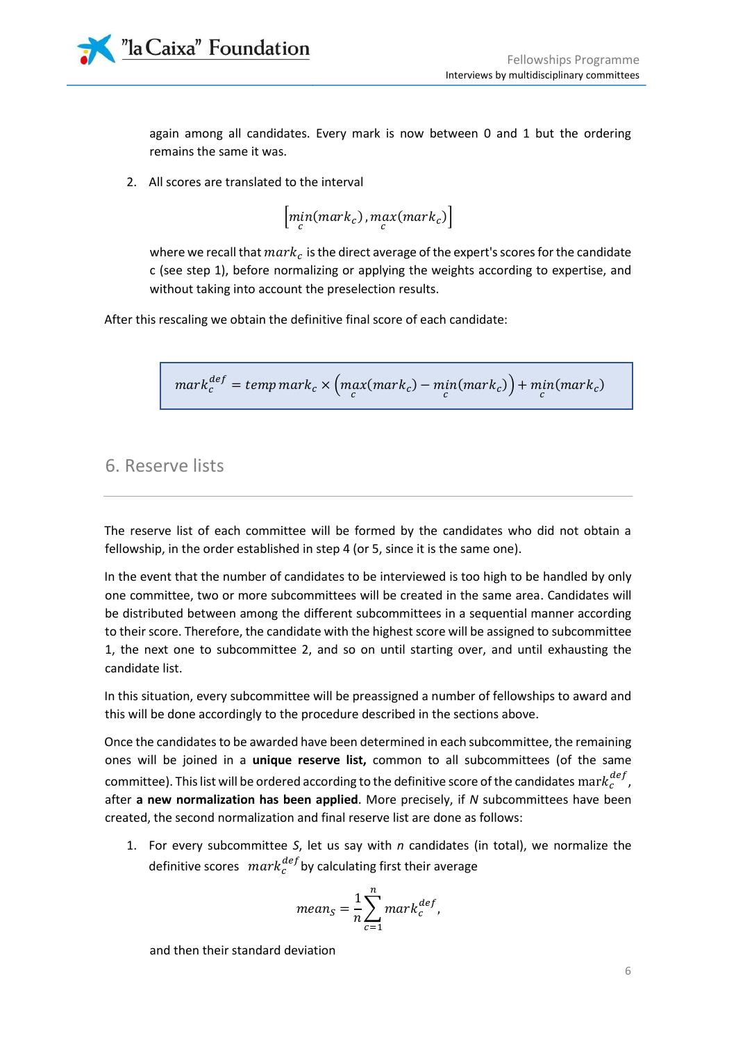again among all candidates. Every mark is now between 0 and 1 but the ordering remains the same it was.

2. All scores are translated to the interval

$$\left[\min_c(mark_c), \max_c(mark_c)\right]$$

where we recall that $mark_c$ is the direct average of the expert's scores for the candidate c (see step 1), before normalizing or applying the weights according to expertise, and without taking into account the preselection results.

After this rescaling we obtain the definitive final score of each candidate:

$$mark_c^{def} = temp\,mark_c \times \left(\max_c(mark_c) - \min_c(mark_c)\right) + \min_c(mark_c)$$

## 6. Reserve lists

The reserve list of each committee will be formed by the candidates who did not obtain a fellowship, in the order established in step 4 (or 5, since it is the same one).

In the event that the number of candidates to be interviewed is too high to be handled by only one committee, two or more subcommittees will be created in the same area. Candidates will be distributed between among the different subcommittees in a sequential manner according to their score. Therefore, the candidate with the highest score will be assigned to subcommittee 1, the next one to subcommittee 2, and so on until starting over, and until exhausting the candidate list.

In this situation, every subcommittee will be preassigned a number of fellowships to award and this will be done accordingly to the procedure described in the sections above.

Once the candidates to be awarded have been determined in each subcommittee, the remaining ones will be joined in a **unique reserve list,** common to all subcommittees (of the same committee). This list will be ordered according to the definitive score of the candidates $\mathrm{mark}_c^{def}$, after **a new normalization has been applied**. More precisely, if *N* subcommittees have been created, the second normalization and final reserve list are done as follows:

1. For every subcommittee *S*, let us say with *n* candidates (in total), we normalize the definitive scores $mark_c^{def}$ by calculating first their average

$$mean_S = \frac{1}{n}\sum_{c=1}^{n} mark_c^{def},$$

and then their standard deviation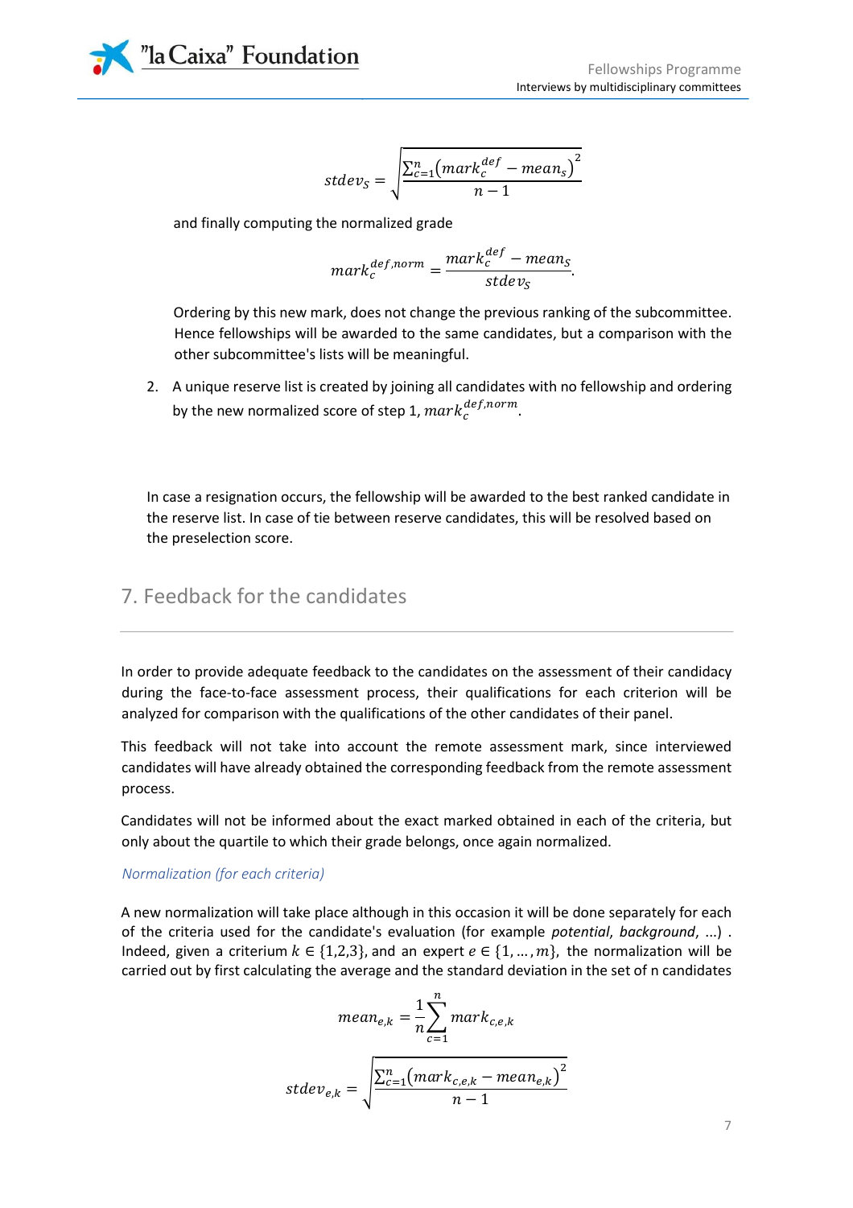$$stdev_S = \sqrt{\frac{\sum_{c=1}^{n}\left(mark_c^{def} - mean_s\right)^2}{n-1}}$$

and finally computing the normalized grade

$$mark_c^{def,norm} = \frac{mark_c^{def} - mean_S}{stdev_S}.$$

Ordering by this new mark, does not change the previous ranking of the subcommittee. Hence fellowships will be awarded to the same candidates, but a comparison with the other subcommittee's lists will be meaningful.

2. A unique reserve list is created by joining all candidates with no fellowship and ordering by the new normalized score of step 1, $mark_c^{def,norm}$.

In case a resignation occurs, the fellowship will be awarded to the best ranked candidate in the reserve list. In case of tie between reserve candidates, this will be resolved based on the preselection score.

## 7. Feedback for the candidates

In order to provide adequate feedback to the candidates on the assessment of their candidacy during the face-to-face assessment process, their qualifications for each criterion will be analyzed for comparison with the qualifications of the other candidates of their panel.

This feedback will not take into account the remote assessment mark, since interviewed candidates will have already obtained the corresponding feedback from the remote assessment process.

Candidates will not be informed about the exact marked obtained in each of the criteria, but only about the quartile to which their grade belongs, once again normalized.

*Normalization (for each criteria)*

A new normalization will take place although in this occasion it will be done separately for each of the criteria used for the candidate's evaluation (for example *potential*, *background*, ...) . Indeed, given a criterium $k \in \{1,2,3\}$, and an expert $e \in \{1, \dots, m\}$, the normalization will be carried out by first calculating the average and the standard deviation in the set of n candidates

$$mean_{e,k} = \frac{1}{n}\sum_{c=1}^{n} mark_{c,e,k}$$

$$stdev_{e,k} = \sqrt{\frac{\sum_{c=1}^{n}\left(mark_{c,e,k} - mean_{e,k}\right)^2}{n-1}}$$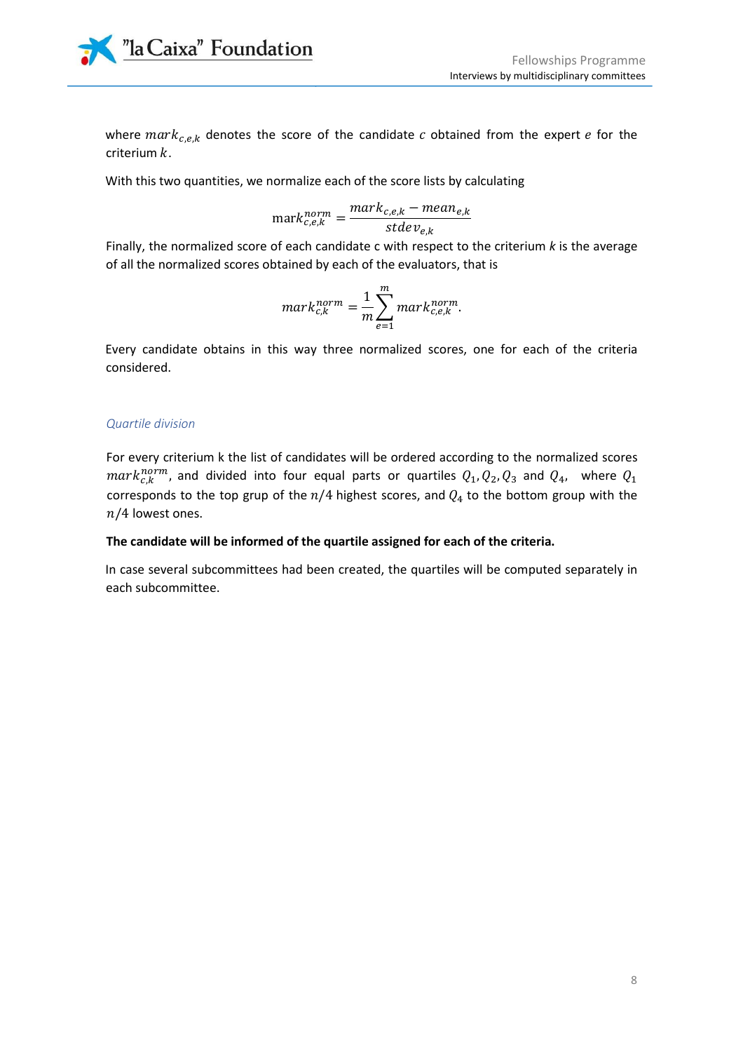where $mark_{c,e,k}$ denotes the score of the candidate $c$ obtained from the expert $e$ for the criterium $k$.

With this two quantities, we normalize each of the score lists by calculating

$$\text{mark}_{c,e,k}^{norm} = \frac{mark_{c,e,k} - mean_{e,k}}{stdev_{e,k}}$$

Finally, the normalized score of each candidate c with respect to the criterium $k$ is the average of all the normalized scores obtained by each of the evaluators, that is

$$mark_{c,k}^{norm} = \frac{1}{m}\sum_{e=1}^{m} mark_{c,e,k}^{norm}.$$

Every candidate obtains in this way three normalized scores, one for each of the criteria considered.

### *Quartile division*

For every criterium k the list of candidates will be ordered according to the normalized scores $mark_{c,k}^{norm}$, and divided into four equal parts or quartiles $Q_1, Q_2, Q_3$ and $Q_4$, where $Q_1$ corresponds to the top grup of the $n/4$ highest scores, and $Q_4$ to the bottom group with the $n/4$ lowest ones.

**The candidate will be informed of the quartile assigned for each of the criteria.**

In case several subcommittees had been created, the quartiles will be computed separately in each subcommittee.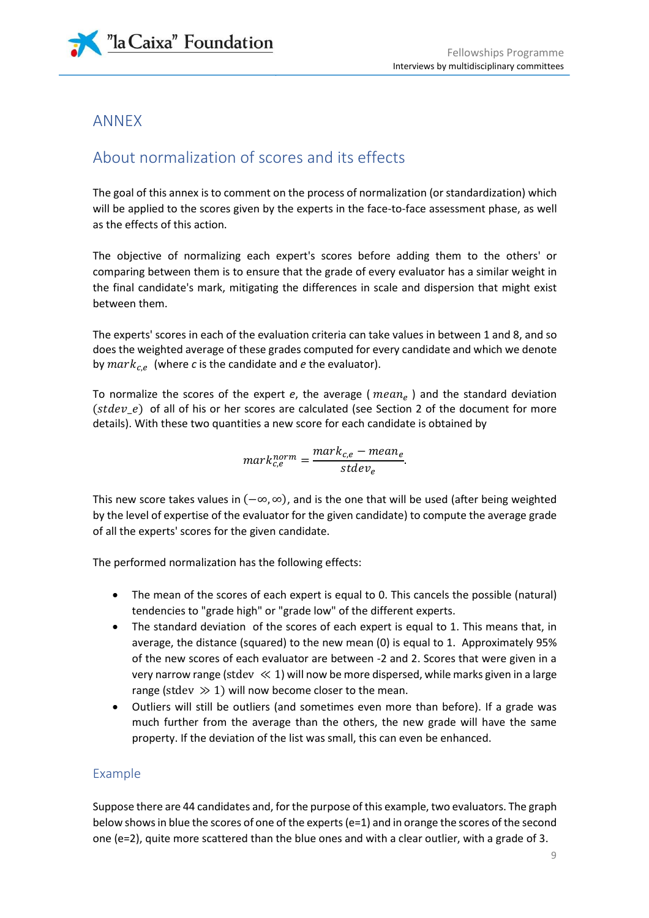# ANNEX

## About normalization of scores and its effects

The goal of this annex is to comment on the process of normalization (or standardization) which will be applied to the scores given by the experts in the face-to-face assessment phase, as well as the effects of this action.

The objective of normalizing each expert's scores before adding them to the others' or comparing between them is to ensure that the grade of every evaluator has a similar weight in the final candidate's mark, mitigating the differences in scale and dispersion that might exist between them.

The experts' scores in each of the evaluation criteria can take values in between 1 and 8, and so does the weighted average of these grades computed for every candidate and which we denote by $mark_{c,e}$ (where *c* is the candidate and *e* the evaluator).

To normalize the scores of the expert *e*, the average ( $mean_e$ ) and the standard deviation ($stdev\_e$) of all of his or her scores are calculated (see Section 2 of the document for more details). With these two quantities a new score for each candidate is obtained by

$$mark_{c,e}^{norm} = \frac{mark_{c,e} - mean_e}{stdev_e}.$$

This new score takes values in $(-\infty, \infty)$, and is the one that will be used (after being weighted by the level of expertise of the evaluator for the given candidate) to compute the average grade of all the experts' scores for the given candidate.

The performed normalization has the following effects:

- The mean of the scores of each expert is equal to 0. This cancels the possible (natural) tendencies to "grade high" or "grade low" of the different experts.
- The standard deviation of the scores of each expert is equal to 1. This means that, in average, the distance (squared) to the new mean (0) is equal to 1. Approximately 95% of the new scores of each evaluator are between -2 and 2. Scores that were given in a very narrow range ($\mathrm{stdev} \ll 1$) will now be more dispersed, while marks given in a large range ($\mathrm{stdev} \gg 1$) will now become closer to the mean.
- Outliers will still be outliers (and sometimes even more than before). If a grade was much further from the average than the others, the new grade will have the same property. If the deviation of the list was small, this can even be enhanced.

### Example

Suppose there are 44 candidates and, for the purpose of this example, two evaluators. The graph below shows in blue the scores of one of the experts (e=1) and in orange the scores of the second one (e=2), quite more scattered than the blue ones and with a clear outlier, with a grade of 3.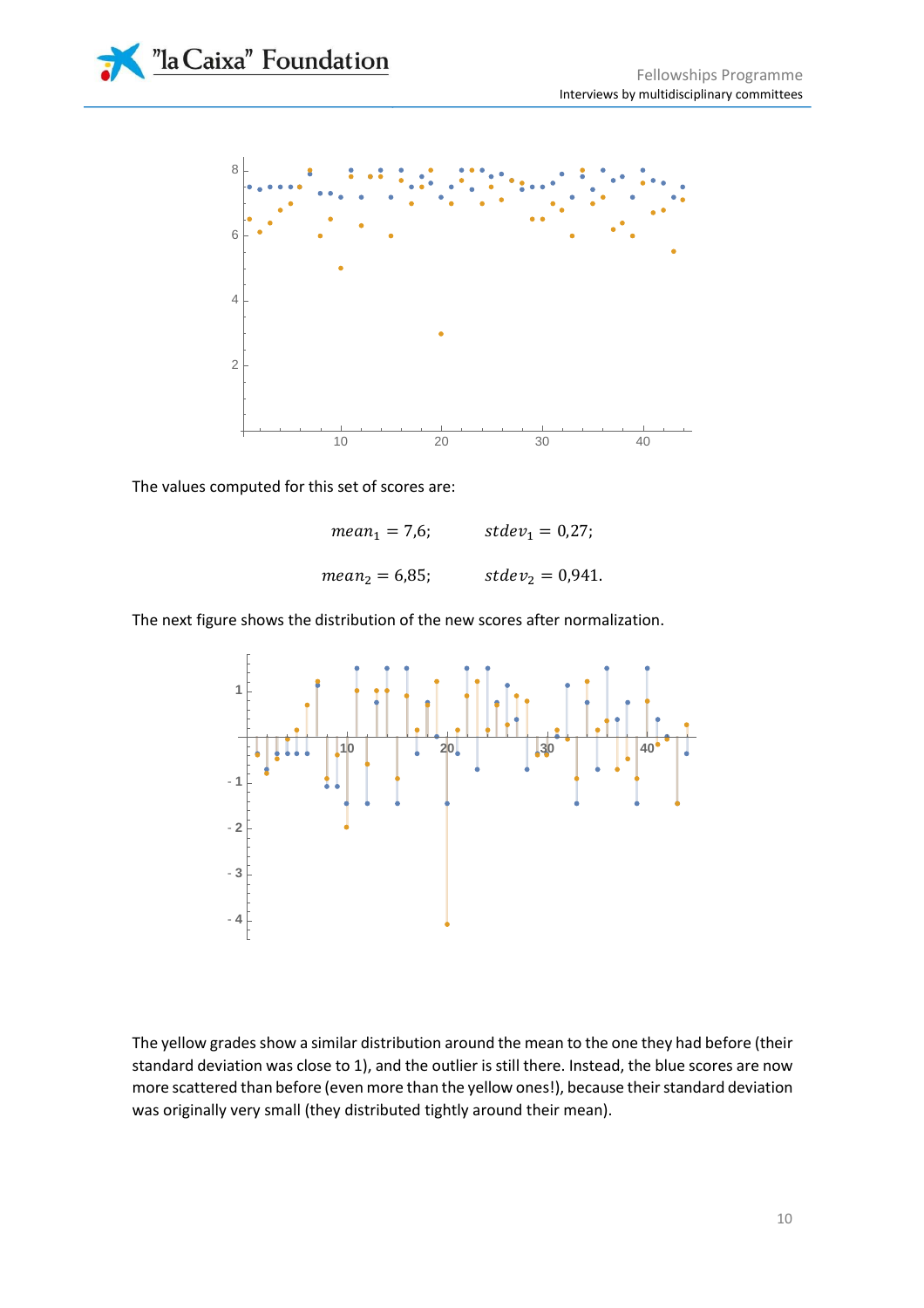The values computed for this set of scores are:

$$mean_1 = 7{,}6; \qquad stdev_1 = 0{,}27;$$

$$mean_2 = 6{,}85; \qquad stdev_2 = 0{,}941.$$

The next figure shows the distribution of the new scores after normalization.

The yellow grades show a similar distribution around the mean to the one they had before (their standard deviation was close to 1), and the outlier is still there. Instead, the blue scores are now more scattered than before (even more than the yellow ones!), because their standard deviation was originally very small (they distributed tightly around their mean).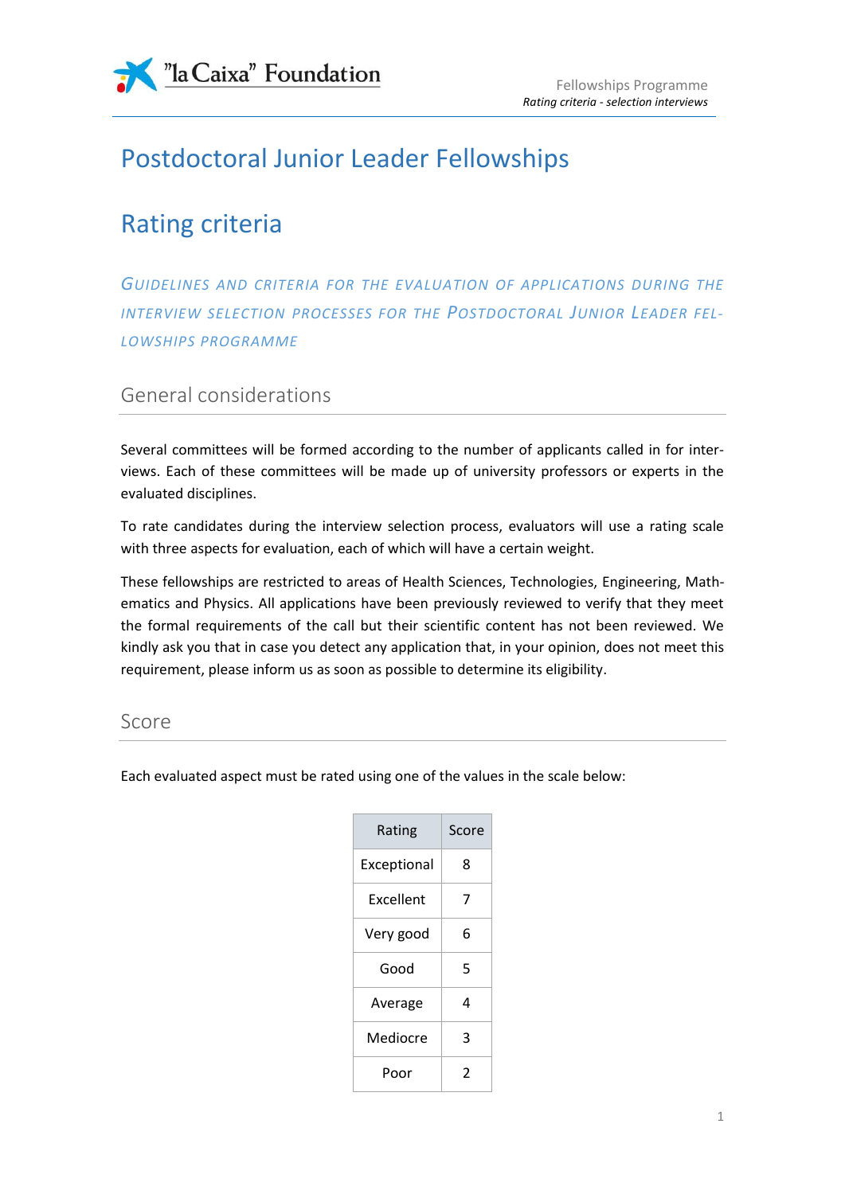# Postdoctoral Junior Leader Fellowships

# Rating criteria

*GUIDELINES AND CRITERIA FOR THE EVALUATION OF APPLICATIONS DURING THE INTERVIEW SELECTION PROCESSES FOR THE POSTDOCTORAL JUNIOR LEADER FELLOWSHIPS PROGRAMME*

## General considerations

Several committees will be formed according to the number of applicants called in for interviews. Each of these committees will be made up of university professors or experts in the evaluated disciplines.

To rate candidates during the interview selection process, evaluators will use a rating scale with three aspects for evaluation, each of which will have a certain weight.

These fellowships are restricted to areas of Health Sciences, Technologies, Engineering, Mathematics and Physics. All applications have been previously reviewed to verify that they meet the formal requirements of the call but their scientific content has not been reviewed. We kindly ask you that in case you detect any application that, in your opinion, does not meet this requirement, please inform us as soon as possible to determine its eligibility.

## Score

Each evaluated aspect must be rated using one of the values in the scale below:

| Rating | Score |
|---|---|
| Exceptional | 8 |
| Excellent | 7 |
| Very good | 6 |
| Good | 5 |
| Average | 4 |
| Mediocre | 3 |
| Poor | 2 |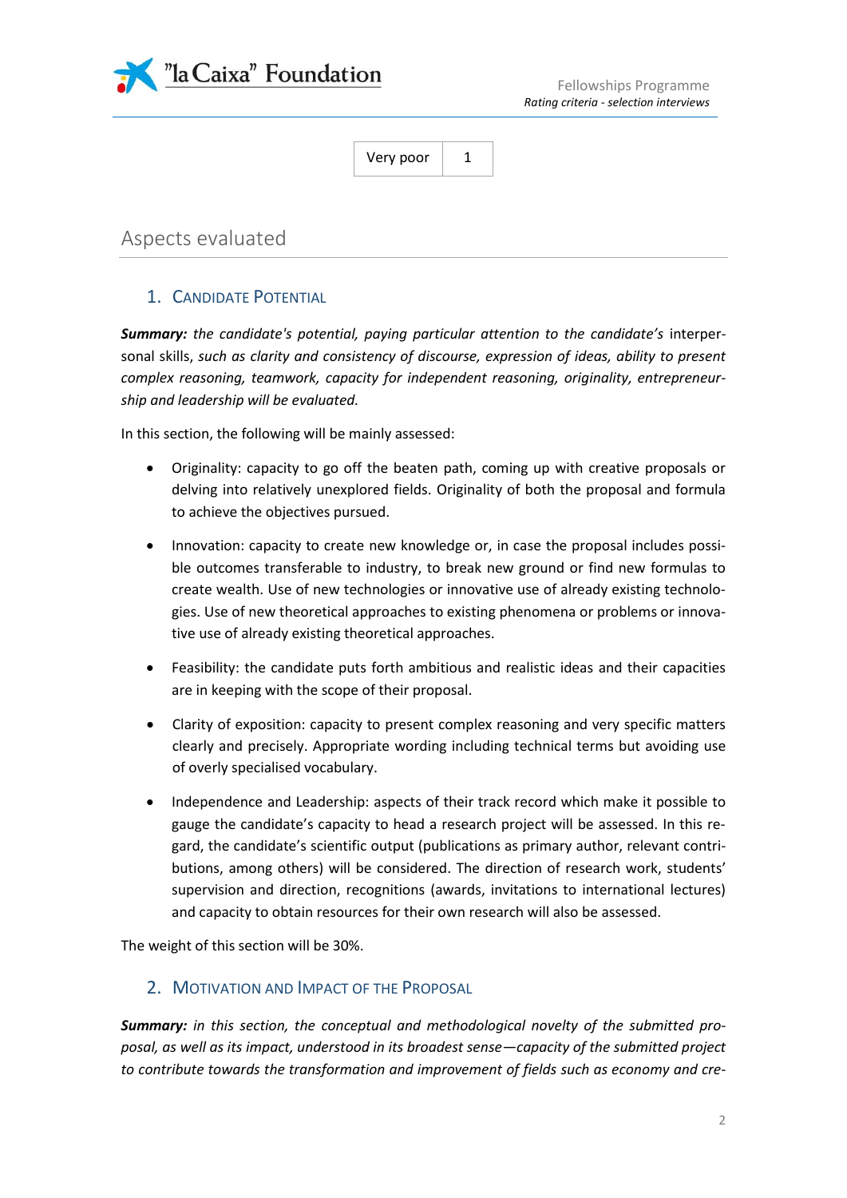| Very poor | 1 |
|---|---|

## Aspects evaluated

### 1. Candidate Potential

***Summary:*** *the candidate's potential, paying particular attention to the candidate's* interpersonal skills, *such as clarity and consistency of discourse, expression of ideas, ability to present complex reasoning, teamwork, capacity for independent reasoning, originality, entrepreneurship and leadership will be evaluated.*

In this section, the following will be mainly assessed:

- Originality: capacity to go off the beaten path, coming up with creative proposals or delving into relatively unexplored fields. Originality of both the proposal and formula to achieve the objectives pursued.
- Innovation: capacity to create new knowledge or, in case the proposal includes possible outcomes transferable to industry, to break new ground or find new formulas to create wealth. Use of new technologies or innovative use of already existing technologies. Use of new theoretical approaches to existing phenomena or problems or innovative use of already existing theoretical approaches.
- Feasibility: the candidate puts forth ambitious and realistic ideas and their capacities are in keeping with the scope of their proposal.
- Clarity of exposition: capacity to present complex reasoning and very specific matters clearly and precisely. Appropriate wording including technical terms but avoiding use of overly specialised vocabulary.
- Independence and Leadership: aspects of their track record which make it possible to gauge the candidate's capacity to head a research project will be assessed. In this regard, the candidate's scientific output (publications as primary author, relevant contributions, among others) will be considered. The direction of research work, students' supervision and direction, recognitions (awards, invitations to international lectures) and capacity to obtain resources for their own research will also be assessed.

The weight of this section will be 30%.

### 2. Motivation and Impact of the Proposal

***Summary:*** *in this section, the conceptual and methodological novelty of the submitted proposal, as well as its impact, understood in its broadest sense—capacity of the submitted project to contribute towards the transformation and improvement of fields such as economy and cre-*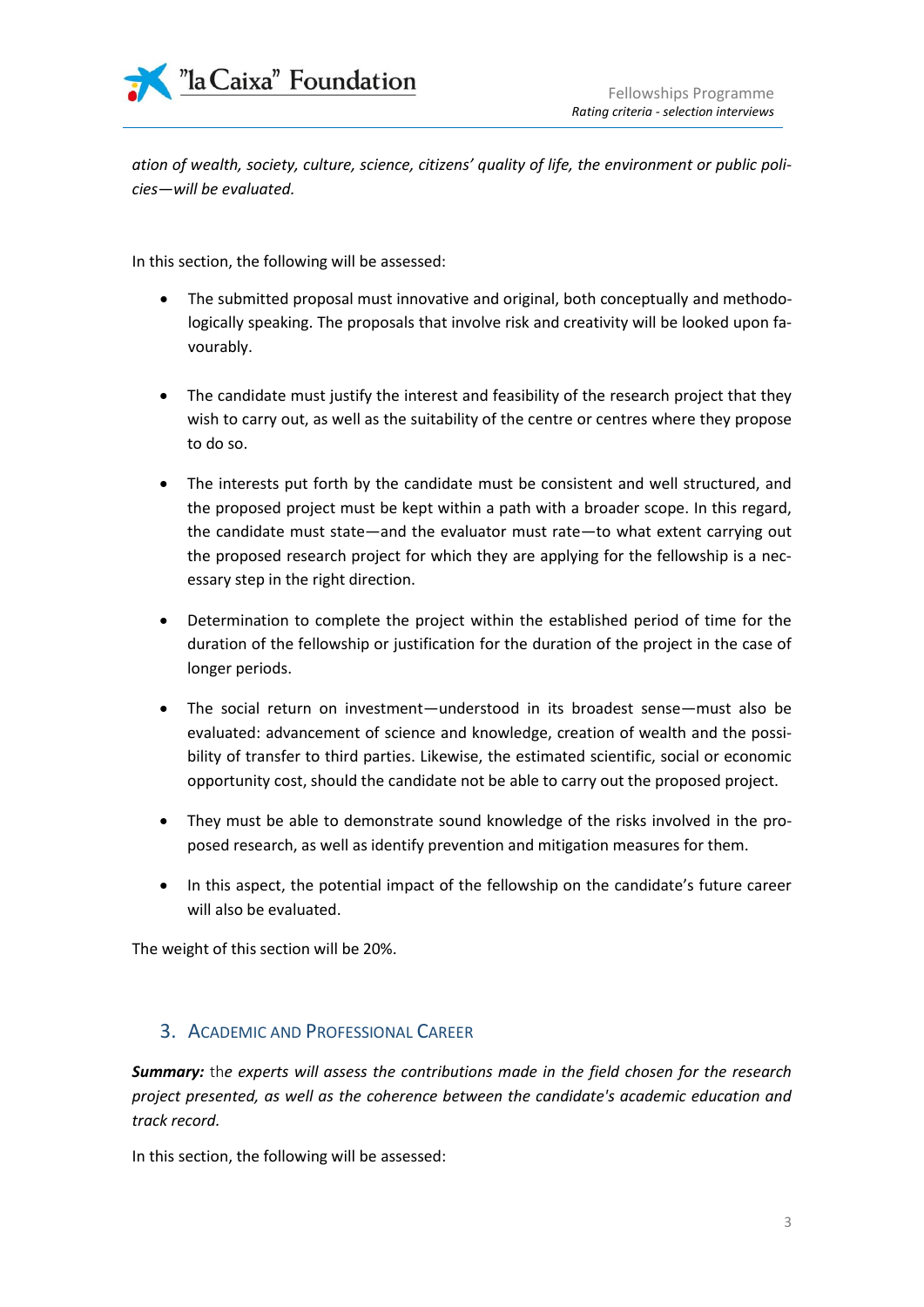*ation of wealth, society, culture, science, citizens' quality of life, the environment or public policies—will be evaluated.*

In this section, the following will be assessed:

- The submitted proposal must innovative and original, both conceptually and methodologically speaking. The proposals that involve risk and creativity will be looked upon favourably.
- The candidate must justify the interest and feasibility of the research project that they wish to carry out, as well as the suitability of the centre or centres where they propose to do so.
- The interests put forth by the candidate must be consistent and well structured, and the proposed project must be kept within a path with a broader scope. In this regard, the candidate must state—and the evaluator must rate—to what extent carrying out the proposed research project for which they are applying for the fellowship is a necessary step in the right direction.
- Determination to complete the project within the established period of time for the duration of the fellowship or justification for the duration of the project in the case of longer periods.
- The social return on investment—understood in its broadest sense—must also be evaluated: advancement of science and knowledge, creation of wealth and the possibility of transfer to third parties. Likewise, the estimated scientific, social or economic opportunity cost, should the candidate not be able to carry out the proposed project.
- They must be able to demonstrate sound knowledge of the risks involved in the proposed research, as well as identify prevention and mitigation measures for them.
- In this aspect, the potential impact of the fellowship on the candidate's future career will also be evaluated.

The weight of this section will be 20%.

## 3. Academic and Professional Career

***Summary:*** the *experts will assess the contributions made in the field chosen for the research project presented, as well as the coherence between the candidate's academic education and track record.*

In this section, the following will be assessed: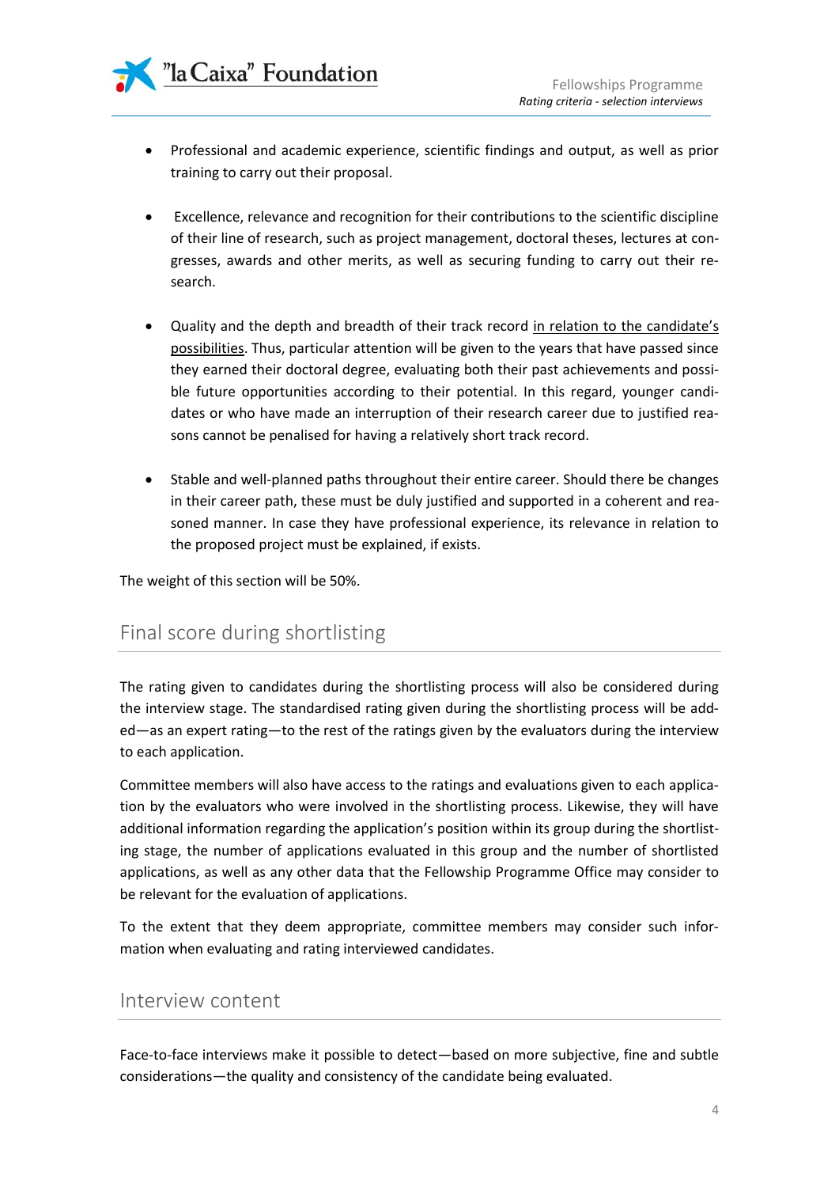- Professional and academic experience, scientific findings and output, as well as prior training to carry out their proposal.

- Excellence, relevance and recognition for their contributions to the scientific discipline of their line of research, such as project management, doctoral theses, lectures at congresses, awards and other merits, as well as securing funding to carry out their research.

- Quality and the depth and breadth of their track record <u>in relation to the candidate's possibilities</u>. Thus, particular attention will be given to the years that have passed since they earned their doctoral degree, evaluating both their past achievements and possible future opportunities according to their potential. In this regard, younger candidates or who have made an interruption of their research career due to justified reasons cannot be penalised for having a relatively short track record.

- Stable and well-planned paths throughout their entire career. Should there be changes in their career path, these must be duly justified and supported in a coherent and reasoned manner. In case they have professional experience, its relevance in relation to the proposed project must be explained, if exists.

The weight of this section will be 50%.

## Final score during shortlisting

The rating given to candidates during the shortlisting process will also be considered during the interview stage. The standardised rating given during the shortlisting process will be added—as an expert rating—to the rest of the ratings given by the evaluators during the interview to each application.

Committee members will also have access to the ratings and evaluations given to each application by the evaluators who were involved in the shortlisting process. Likewise, they will have additional information regarding the application's position within its group during the shortlisting stage, the number of applications evaluated in this group and the number of shortlisted applications, as well as any other data that the Fellowship Programme Office may consider to be relevant for the evaluation of applications.

To the extent that they deem appropriate, committee members may consider such information when evaluating and rating interviewed candidates.

## Interview content

Face-to-face interviews make it possible to detect—based on more subjective, fine and subtle considerations—the quality and consistency of the candidate being evaluated.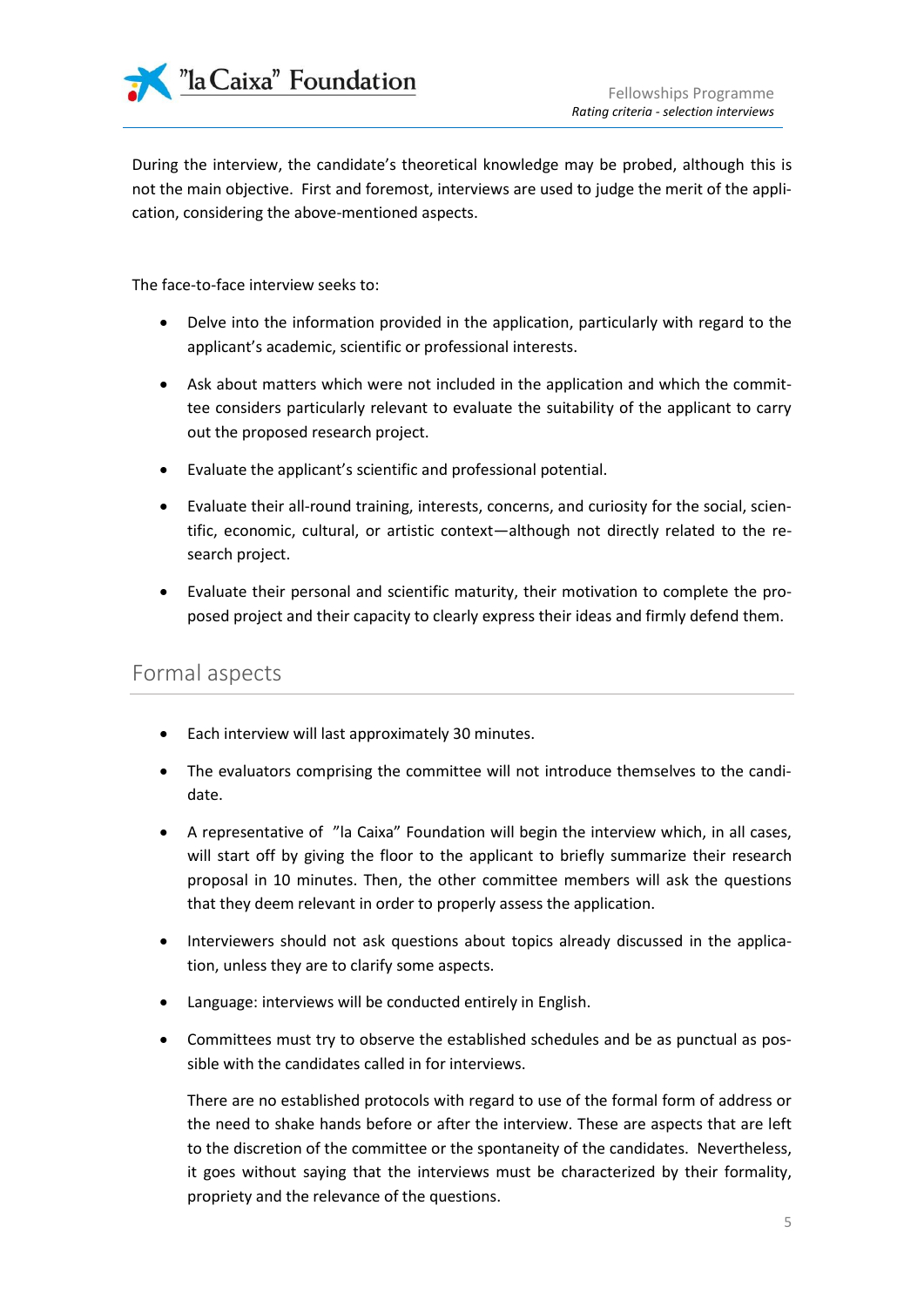During the interview, the candidate's theoretical knowledge may be probed, although this is not the main objective. First and foremost, interviews are used to judge the merit of the application, considering the above-mentioned aspects.

The face-to-face interview seeks to:

- Delve into the information provided in the application, particularly with regard to the applicant's academic, scientific or professional interests.
- Ask about matters which were not included in the application and which the committee considers particularly relevant to evaluate the suitability of the applicant to carry out the proposed research project.
- Evaluate the applicant's scientific and professional potential.
- Evaluate their all-round training, interests, concerns, and curiosity for the social, scientific, economic, cultural, or artistic context—although not directly related to the research project.
- Evaluate their personal and scientific maturity, their motivation to complete the proposed project and their capacity to clearly express their ideas and firmly defend them.

## Formal aspects

- Each interview will last approximately 30 minutes.
- The evaluators comprising the committee will not introduce themselves to the candidate.
- A representative of "la Caixa" Foundation will begin the interview which, in all cases, will start off by giving the floor to the applicant to briefly summarize their research proposal in 10 minutes. Then, the other committee members will ask the questions that they deem relevant in order to properly assess the application.
- Interviewers should not ask questions about topics already discussed in the application, unless they are to clarify some aspects.
- Language: interviews will be conducted entirely in English.
- Committees must try to observe the established schedules and be as punctual as possible with the candidates called in for interviews.

  There are no established protocols with regard to use of the formal form of address or the need to shake hands before or after the interview. These are aspects that are left to the discretion of the committee or the spontaneity of the candidates. Nevertheless, it goes without saying that the interviews must be characterized by their formality, propriety and the relevance of the questions.